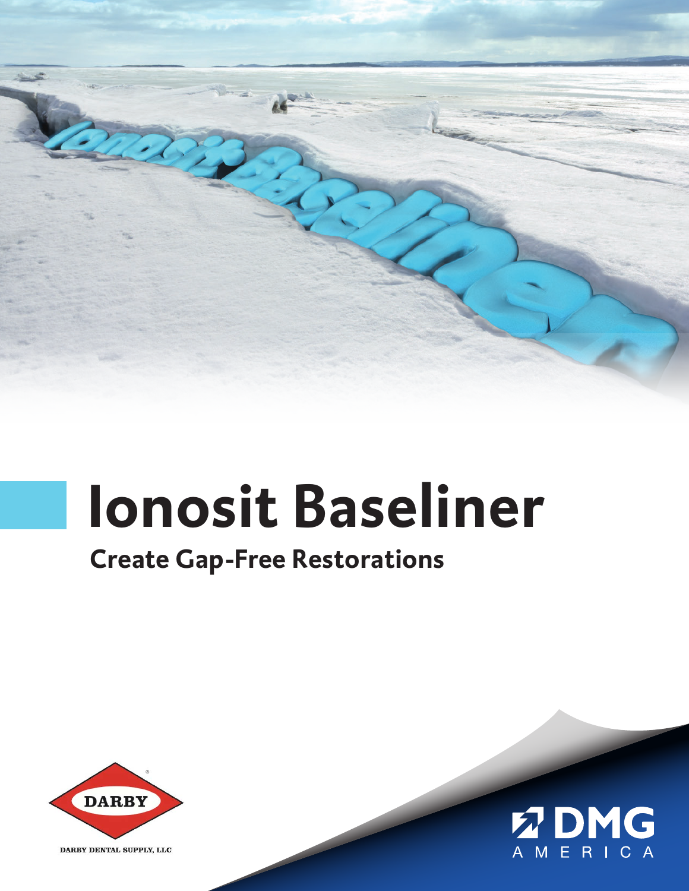# Ionosit Baseliner

## Create Gap-Free Restorations

DARBY

DARBY DENTAL SUPPLY, LLC

DMG

AMERICA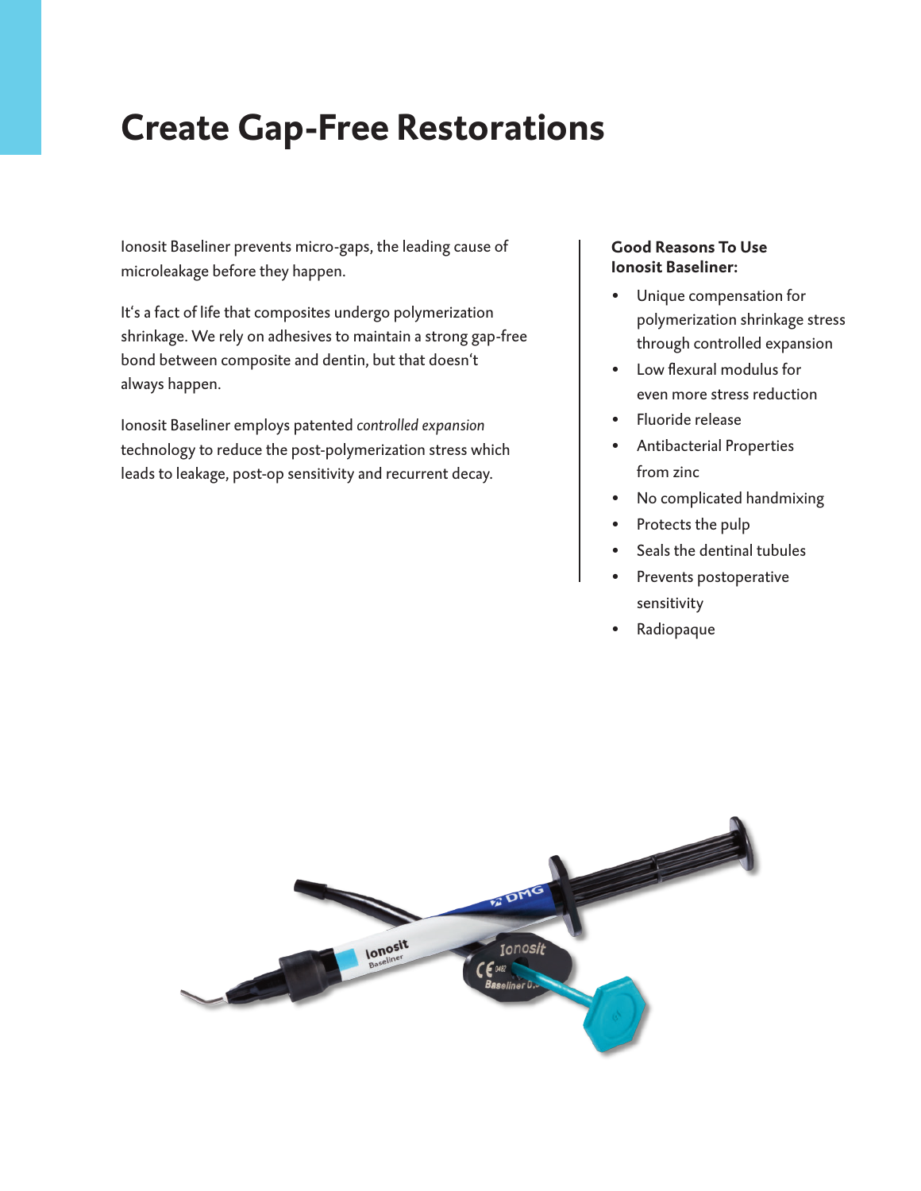# Create Gap-Free Restorations

Ionosit Baseliner prevents micro-gaps, the leading cause of microleakage before they happen.

It's a fact of life that composites undergo polymerization shrinkage. We rely on adhesives to maintain a strong gap-free bond between composite and dentin, but that doesn't always happen.

Ionosit Baseliner employs patented *controlled expansion* technology to reduce the post-polymerization stress which leads to leakage, post-op sensitivity and recurrent decay.

**Good Reasons To Use Ionosit Baseliner:**

- Unique compensation for polymerization shrinkage stress through controlled expansion
- Low flexural modulus for even more stress reduction
- Fluoride release
- Antibacterial Properties from zinc
- No complicated handmixing
- Protects the pulp
- Seals the dentinal tubules
- Prevents postoperative sensitivity
- Radiopaque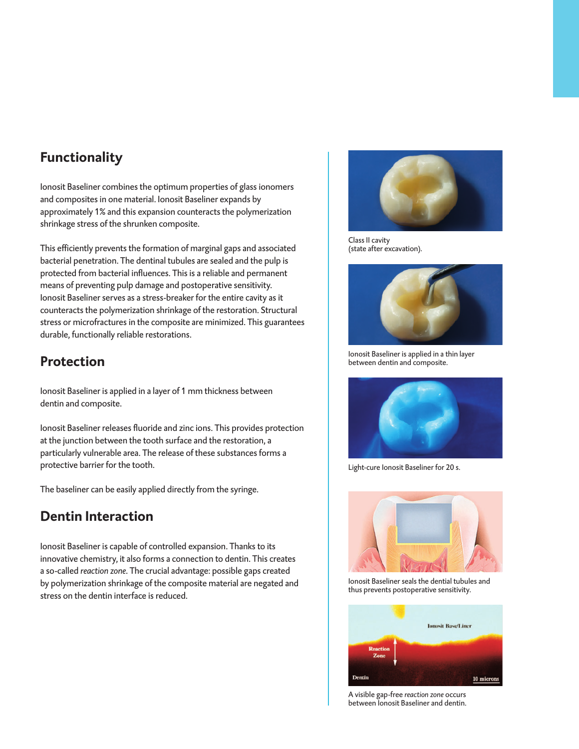## Functionality

Ionosit Baseliner combines the optimum properties of glass ionomers and composites in one material. Ionosit Baseliner expands by approximately 1% and this expansion counteracts the polymerization shrinkage stress of the shrunken composite.

This efficiently prevents the formation of marginal gaps and associated bacterial penetration. The dentinal tubules are sealed and the pulp is protected from bacterial influences. This is a reliable and permanent means of preventing pulp damage and postoperative sensitivity. Ionosit Baseliner serves as a stress-breaker for the entire cavity as it counteracts the polymerization shrinkage of the restoration. Structural stress or microfractures in the composite are minimized. This guarantees durable, functionally reliable restorations.

## Protection

Ionosit Baseliner is applied in a layer of 1 mm thickness between dentin and composite.

Ionosit Baseliner releases fluoride and zinc ions. This provides protection at the junction between the tooth surface and the restoration, a particularly vulnerable area. The release of these substances forms a protective barrier for the tooth.

The baseliner can be easily applied directly from the syringe.

## Dentin Interaction

Ionosit Baseliner is capable of controlled expansion. Thanks to its innovative chemistry, it also forms a connection to dentin. This creates a so-called *reaction zone*. The crucial advantage: possible gaps created by polymerization shrinkage of the composite material are negated and stress on the dentin interface is reduced.

Class II cavity
(state after excavation).

Ionosit Baseliner is applied in a thin layer between dentin and composite.

Light-cure Ionosit Baseliner for 20 s.

Ionosit Baseliner seals the dential tubules and thus prevents postoperative sensitivity.

A visible gap-free *reaction zone* occurs between Ionosit Baseliner and dentin.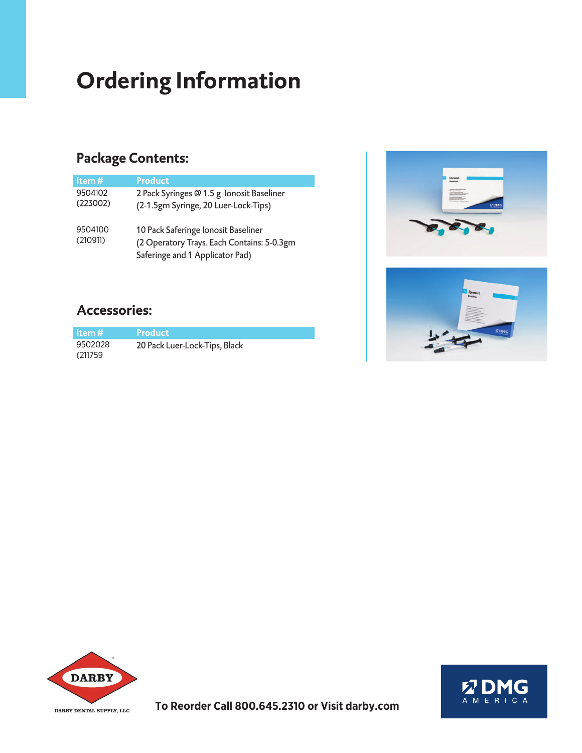# Ordering Information

## Package Contents:

| Item # | Product |
|---|---|
| 9504102 (223002) | 2 Pack Syringes @ 1.5 g Ionosit Baseliner (2-1.5gm Syringe, 20 Luer-Lock-Tips) |
| 9504100 (210911) | 10 Pack Saferinge Ionosit Baseliner (2 Operatory Trays. Each Contains: 5-0.3gm Saferinge and 1 Applicator Pad) |

## Accessories:

| Item # | Product |
|---|---|
| 9502028 (211759 | 20 Pack Luer-Lock-Tips, Black |

DARBY DENTAL SUPPLY, LLC

**To Reorder Call 800.645.2310 or Visit darby.com**

DMG AMERICA